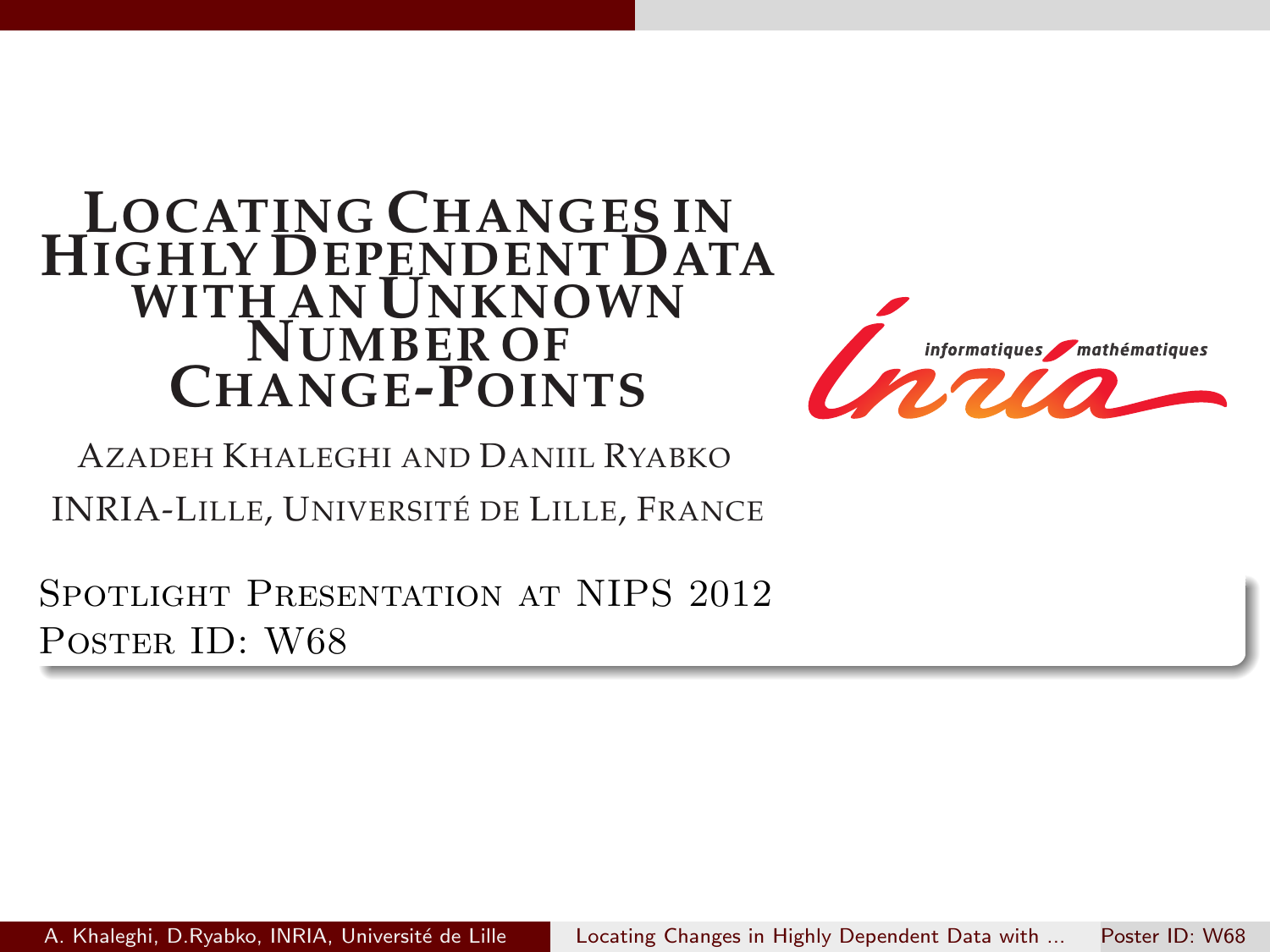# Locating Changes in Highly Dependent Data with an Unknown Number of Change-Points

Azadeh Khaleghi and Daniil Ryabko

INRIA-Lille, Université de Lille, France

Spotlight Presentation at NIPS 2012
Poster ID: W68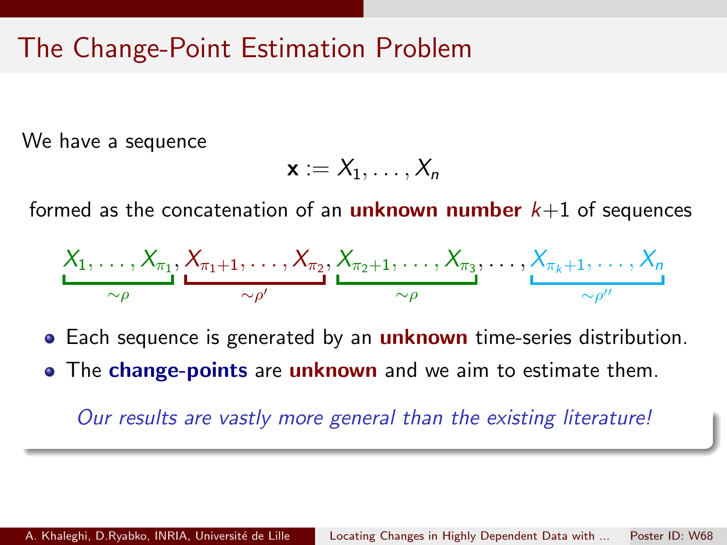# The Change-Point Estimation Problem

We have a sequence

$$\mathbf{x} := X_1, \dots, X_n$$

formed as the concatenation of an **unknown number** $k+1$ of sequences

$$\underbrace{X_1, \dots, X_{\pi_1}}_{\sim\rho}, \underbrace{X_{\pi_1+1}, \dots, X_{\pi_2}}_{\sim\rho'}, \underbrace{X_{\pi_2+1}, \dots, X_{\pi_3}}_{\sim\rho}, \dots, \underbrace{X_{\pi_k+1}, \dots, X_n}_{\sim\rho''}$$

- Each sequence is generated by an **unknown** time-series distribution.
- The **change-points** are **unknown** and we aim to estimate them.

*Our results are vastly more general than the existing literature!*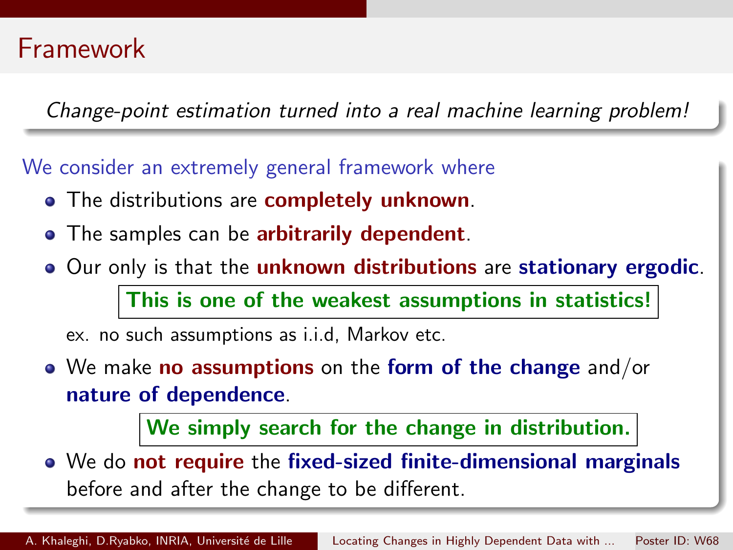# Framework

*Change-point estimation turned into a real machine learning problem!*

We consider an extremely general framework where

- The distributions are **completely unknown**.
- The samples can be **arbitrarily dependent**.
- Our only is that the **unknown distributions** are **stationary ergodic**.

  **This is one of the weakest assumptions in statistics!**

  ex. no such assumptions as i.i.d, Markov etc.

- We make **no assumptions** on the **form of the change** and/or **nature of dependence**.

  **We simply search for the change in distribution.**

- We do **not require** the **fixed-sized finite-dimensional marginals** before and after the change to be different.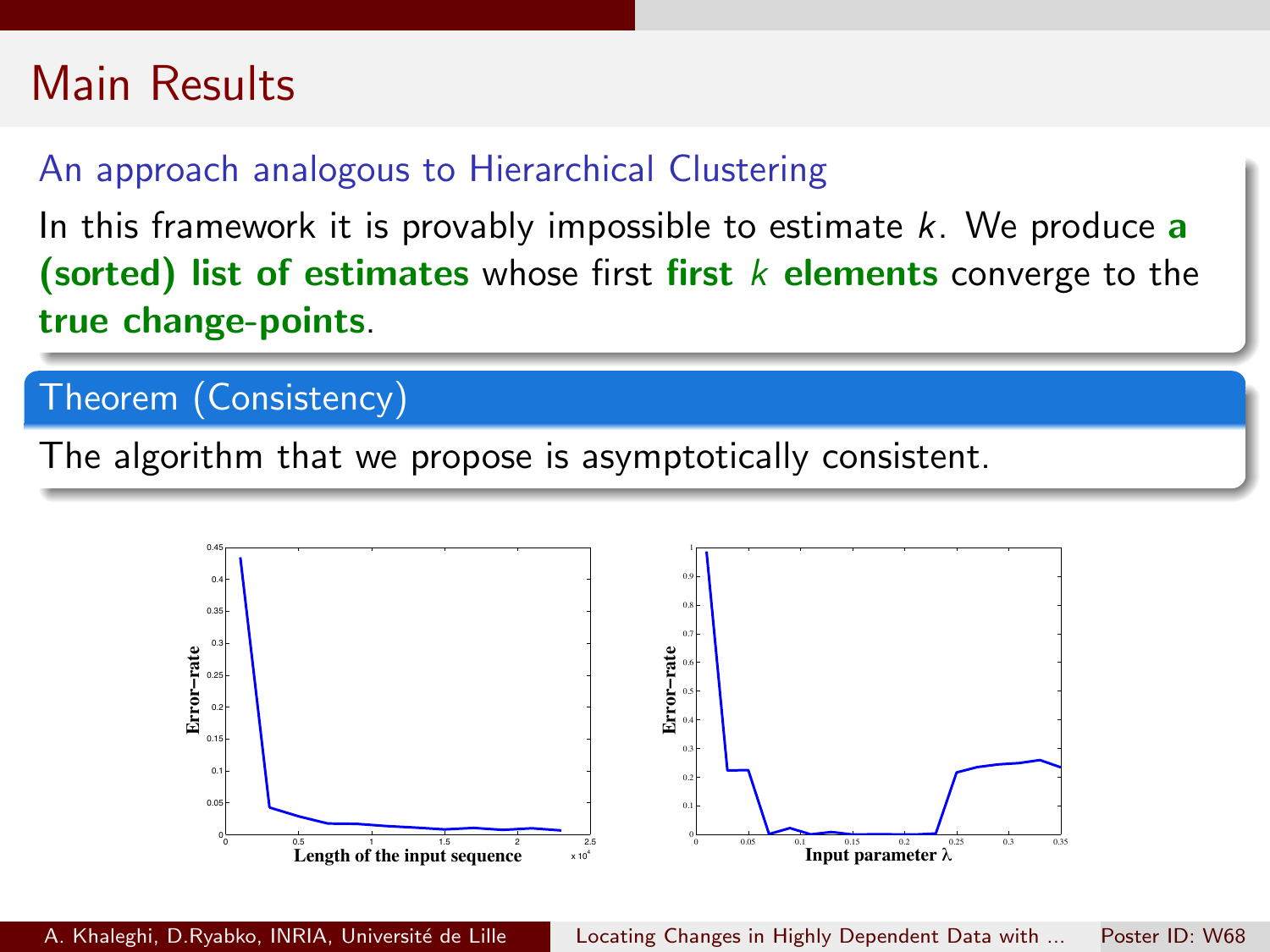# Main Results

### An approach analogous to Hierarchical Clustering

In this framework it is provably impossible to estimate $k$. We produce **a (sorted) list of estimates** whose first **first $k$ elements** converge to the **true change-points**.

### Theorem (Consistency)

The algorithm that we propose is asymptotically consistent.

Error−rate
0.45
0.4
0.35
0.3
0.25
0.2
0.15
0.1
0.05
0
0
0.5
1
1.5
2
2.5
x 10⁴
Length of the input sequence

Error−rate
1
0.9
0.8
0.7
0.6
0.5
0.4
0.3
0.2
0.1
0
0
0.05
0.1
0.15
0.2
0.25
0.3
0.35
Input parameter λ